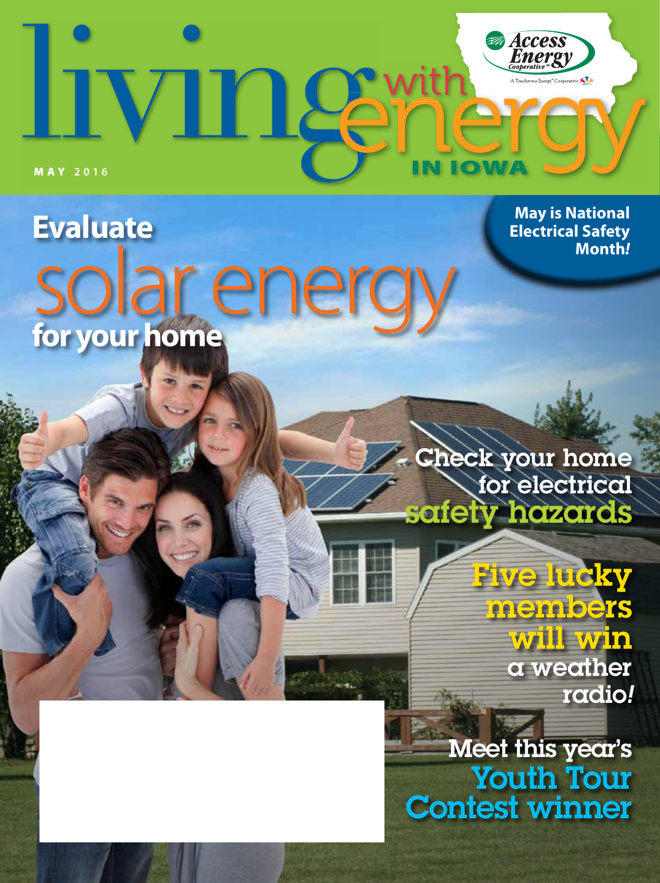# living with energy IN IOWA

Access Energy Cooperative

A Touchstone Energy® Cooperative

**MAY 2016**

## Evaluate solar energy for your home

**May is National Electrical Safety Month!**

Check your home for electrical safety hazards

Five lucky members will win a weather radio!

Meet this year's Youth Tour Contest winner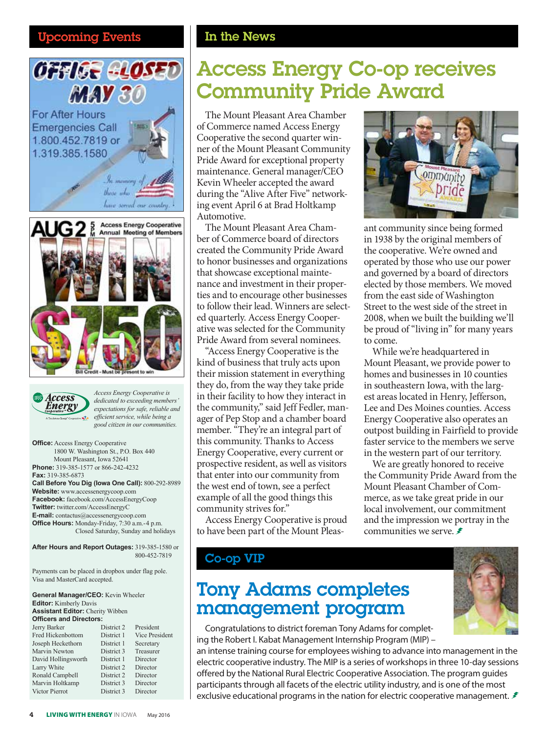## Upcoming Events

OFFICE CLOSED MAY 30

For After Hours Emergencies Call 1.800.452.7819 or 1.319.385.1580

*In memory of those who have served our country.*

AUG 2 5 PM Access Energy Cooperative Annual Meeting of Members

WIN $750

Bill Credit - Must be present to win

*Access Energy Cooperative is dedicated to exceeding members' expectations for safe, reliable and efficient service, while being a good citizen in our communities.*

**Office:** Access Energy Cooperative
1800 W. Washington St., P.O. Box 440
Mount Pleasant, Iowa 52641
**Phone:** 319-385-1577 or 866-242-4232
**Fax:** 319-385-6873
**Call Before You Dig (Iowa One Call):** 800-292-8989
**Website:** www.accessenergycoop.com
**Facebook:** facebook.com/AccessEnergyCoop
**Twitter:** twitter.com/AccessEnergyC
**E-mail:** contactus@accessenergycoop.com
**Office Hours:** Monday-Friday, 7:30 a.m.-4 p.m.
Closed Saturday, Sunday and holidays

**After Hours and Report Outages:** 319-385-1580 or 800-452-7819

Payments can be placed in dropbox under flag pole. Visa and MasterCard accepted.

**General Manager/CEO:** Kevin Wheeler
**Editor:** Kimberly Davis
**Assistant Editor:** Cherity Wibben
**Officers and Directors:**

| | | |
|---|---|---|
| Jerry Barker | District 2 | President |
| Fred Hickenbottom | District 1 | Vice President |
| Joseph Heckethorn | District 1 | Secretary |
| Marvin Newton | District 3 | Treasurer |
| David Hollingsworth | District 1 | Director |
| Larry White | District 2 | Director |
| Ronald Campbell | District 2 | Director |
| Marvin Holtkamp | District 3 | Director |
| Victor Pierrot | District 3 | Director |

## In the News

# Access Energy Co-op receives Community Pride Award

The Mount Pleasant Area Chamber of Commerce named Access Energy Cooperative the second quarter winner of the Mount Pleasant Community Pride Award for exceptional property maintenance. General manager/CEO Kevin Wheeler accepted the award during the "Alive After Five" networking event April 6 at Brad Holtkamp Automotive.

The Mount Pleasant Area Chamber of Commerce board of directors created the Community Pride Award to honor businesses and organizations that showcase exceptional maintenance and investment in their properties and to encourage other businesses to follow their lead. Winners are selected quarterly. Access Energy Cooperative was selected for the Community Pride Award from several nominees.

"Access Energy Cooperative is the kind of business that truly acts upon their mission statement in everything they do, from the way they take pride in their facility to how they interact in the community," said Jeff Fedler, manager of Pep Stop and a chamber board member. "They're an integral part of this community. Thanks to Access Energy Cooperative, every current or prospective resident, as well as visitors that enter into our community from the west end of town, see a perfect example of all the good things this community strives for."

Access Energy Cooperative is proud to have been part of the Mount Pleasant community since being formed in 1938 by the original members of the cooperative. We're owned and operated by those who use our power and governed by a board of directors elected by those members. We moved from the east side of Washington Street to the west side of the street in 2008, when we built the building we'll be proud of "living in" for many years to come.

While we're headquartered in Mount Pleasant, we provide power to homes and businesses in 10 counties in southeastern Iowa, with the largest areas located in Henry, Jefferson, Lee and Des Moines counties. Access Energy Cooperative also operates an outpost building in Fairfield to provide faster service to the members we serve in the western part of our territory.

We are greatly honored to receive the Community Pride Award from the Mount Pleasant Chamber of Commerce, as we take great pride in our local involvement, our commitment and the impression we portray in the communities we serve.

## Co-op VIP

# Tony Adams completes management program

Congratulations to district foreman Tony Adams for completing the Robert I. Kabat Management Internship Program (MIP) – an intense training course for employees wishing to advance into management in the electric cooperative industry. The MIP is a series of workshops in three 10-day sessions offered by the National Rural Electric Cooperative Association. The program guides participants through all facets of the electric utility industry, and is one of the most exclusive educational programs in the nation for electric cooperative management.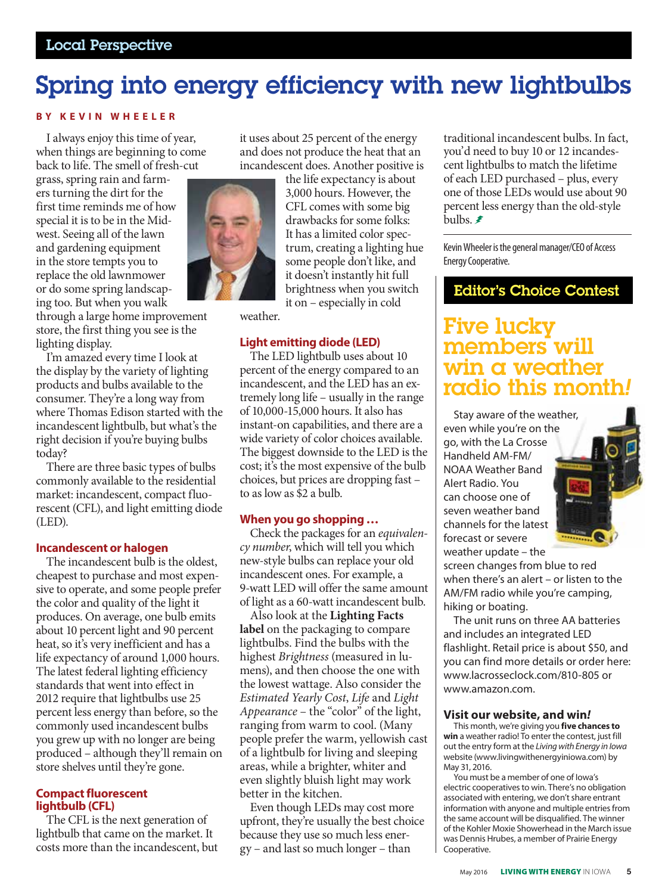## Local Perspective

# Spring into energy efficiency with new lightbulbs

**BY KEVIN WHEELER**

I always enjoy this time of year, when things are beginning to come back to life. The smell of fresh-cut grass, spring rain and farmers turning the dirt for the first time reminds me of how special it is to be in the Midwest. Seeing all of the lawn and gardening equipment in the store tempts you to replace the old lawnmower or do some spring landscaping too. But when you walk through a large home improvement store, the first thing you see is the lighting display.

I'm amazed every time I look at the display by the variety of lighting products and bulbs available to the consumer. They're a long way from where Thomas Edison started with the incandescent lightbulb, but what's the right decision if you're buying bulbs today?

There are three basic types of bulbs commonly available to the residential market: incandescent, compact fluorescent (CFL), and light emitting diode (LED).

### Incandescent or halogen

The incandescent bulb is the oldest, cheapest to purchase and most expensive to operate, and some people prefer the color and quality of the light it produces. On average, one bulb emits about 10 percent light and 90 percent heat, so it's very inefficient and has a life expectancy of around 1,000 hours. The latest federal lighting efficiency standards that went into effect in 2012 require that lightbulbs use 25 percent less energy than before, so the commonly used incandescent bulbs you grew up with no longer are being produced – although they'll remain on store shelves until they're gone.

### Compact fluorescent lightbulb (CFL)

The CFL is the next generation of lightbulb that came on the market. It costs more than the incandescent, but it uses about 25 percent of the energy and does not produce the heat that an incandescent does. Another positive is the life expectancy is about 3,000 hours. However, the CFL comes with some big drawbacks for some folks: It has a limited color spectrum, creating a lighting hue some people don't like, and it doesn't instantly hit full brightness when you switch it on – especially in cold weather.

### Light emitting diode (LED)

The LED lightbulb uses about 10 percent of the energy compared to an incandescent, and the LED has an extremely long life – usually in the range of 10,000-15,000 hours. It also has instant-on capabilities, and there are a wide variety of color choices available. The biggest downside to the LED is the cost; it's the most expensive of the bulb choices, but prices are dropping fast – to as low as $2 a bulb.

### When you go shopping …

Check the packages for an *equivalency number*, which will tell you which new-style bulbs can replace your old incandescent ones. For example, a 9-watt LED will offer the same amount of light as a 60-watt incandescent bulb.

Also look at the **Lighting Facts label** on the packaging to compare lightbulbs. Find the bulbs with the highest *Brightness* (measured in lumens), and then choose the one with the lowest wattage. Also consider the *Estimated Yearly Cost*, *Life* and *Light Appearance* – the "color" of the light, ranging from warm to cool. (Many people prefer the warm, yellowish cast of a lightbulb for living and sleeping areas, while a brighter, whiter and even slightly bluish light may work better in the kitchen.

Even though LEDs may cost more upfront, they're usually the best choice because they use so much less energy – and last so much longer – than traditional incandescent bulbs. In fact, you'd need to buy 10 or 12 incandescent lightbulbs to match the lifetime of each LED purchased – plus, every one of those LEDs would use about 90 percent less energy than the old-style bulbs.

Kevin Wheeler is the general manager/CEO of Access Energy Cooperative.

## Editor's Choice Contest

# Five lucky members will win a weather radio this month!

Stay aware of the weather, even while you're on the go, with the La Crosse Handheld AM-FM/NOAA Weather Band Alert Radio. You can choose one of seven weather band channels for the latest forecast or severe weather update – the screen changes from blue to red when there's an alert – or listen to the AM/FM radio while you're camping, hiking or boating.

The unit runs on three AA batteries and includes an integrated LED flashlight. Retail price is about $50, and you can find more details or order here: www.lacrosseclock.com/810-805 or www.amazon.com.

### Visit our website, and win!

This month, we're giving you **five chances to win** a weather radio! To enter the contest, just fill out the entry form at the *Living with Energy in Iowa* website (www.livingwithenergyiniowa.com) by May 31, 2016.

You must be a member of one of Iowa's electric cooperatives to win. There's no obligation associated with entering, we don't share entrant information with anyone and multiple entries from the same account will be disqualified. The winner of the Kohler Moxie Showerhead in the March issue was Dennis Hrubes, a member of Prairie Energy Cooperative.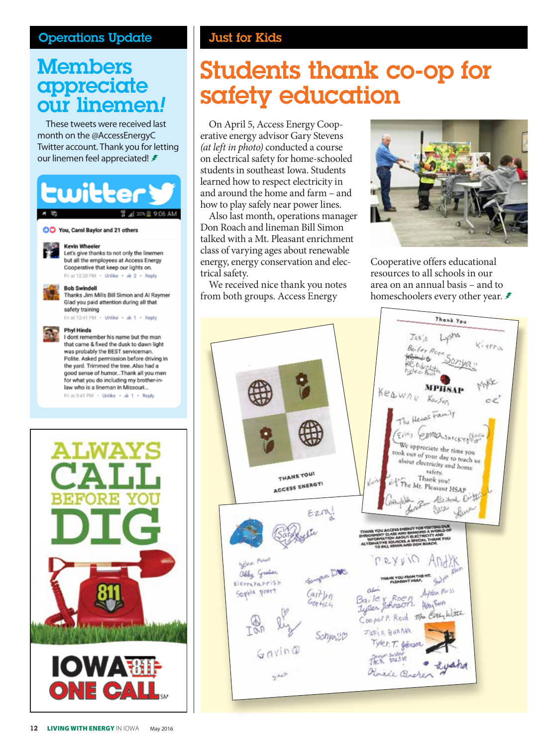## Operations Update

# Members appreciate our linemen!

These tweets were received last month on the @AccessEnergyC Twitter account. Thank you for letting our linemen feel appreciated!

**You, Carol Baylor and 21 others**

**Kevin Wheeler**
Let's give thanks to not only the linemen but all the employees at Access Energy Cooperative that keep our lights on.
Fri at 12:20 PM · Unlike · 2 · Reply

**Bob Swindell**
Thanks Jim Mills Bill Simon and Al Raymer Glad you paid attention during all that safety training
Fri at 12:41 PM · Unlike · 1 · Reply

**Phyl Hinds**
I dont remember his name but the man that came & fixed the dusk to dawn light was probably the BEST serviceman. Polite. Asked permission before driving in the yard. Trimmed the tree. Also had a good sense of humor...Thank all you men for what you do including my brother-in-law who is a lineman in Missouri...
Fri at 8:41 PM · Unlike · 1 · Reply

ALWAYS CALL BEFORE YOU DIG

811

IOWA ONE CALL

## Just for Kids

# Students thank co-op for safety education

On April 5, Access Energy Cooperative energy advisor Gary Stevens *(at left in photo)* conducted a course on electrical safety for home-schooled students in southeast Iowa. Students learned how to respect electricity in and around the home and farm – and how to play safely near power lines.

Also last month, operations manager Don Roach and lineman Bill Simon talked with a Mt. Pleasant enrichment class of varying ages about renewable energy, energy conservation and electrical safety.

We received nice thank you notes from both groups. Access Energy Cooperative offers educational resources to all schools in our area on an annual basis – and to homeschoolers every other year.

THANK YOU! ACCESS ENERGY!

Thank You

We appreciate the time you took out of your day to teach us about electricity and home safety. Thank you! The Mt. Pleasant HSAP

THANK YOU ACCESS ENERGY FOR VISITING OUR ENRICHMENT CLASS AND BRINGING A WORLD OF INFORMATION ABOUT ELECTRICITY AND ALTERNATIVE SOURCES. A SPECIAL THANK YOU TO BILL SIMON AND DON ROACH.

THANK YOU FROM THE MT. PLEASANT HSAP.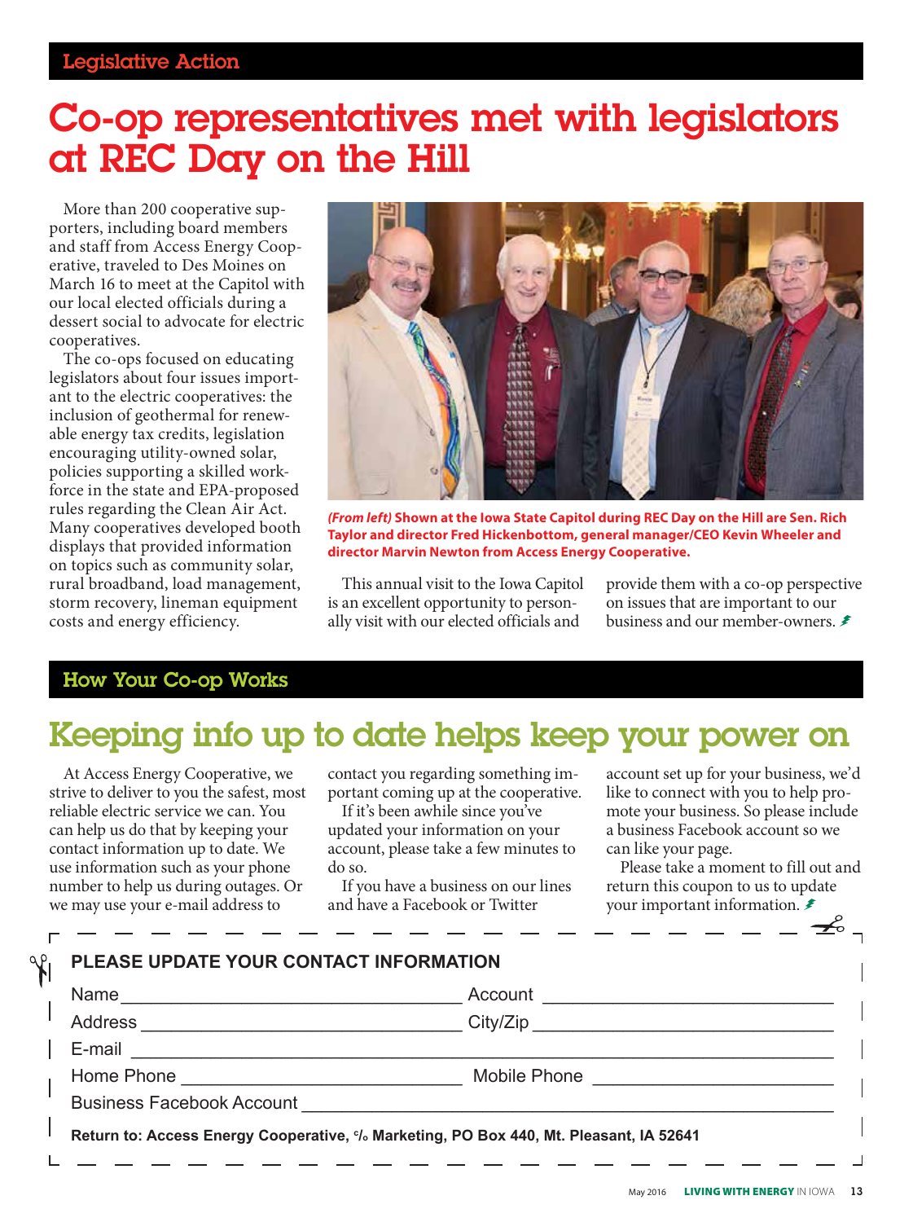Legislative Action

# Co-op representatives met with legislators at REC Day on the Hill

More than 200 cooperative supporters, including board members and staff from Access Energy Cooperative, traveled to Des Moines on March 16 to meet at the Capitol with our local elected officials during a dessert social to advocate for electric cooperatives.

The co-ops focused on educating legislators about four issues important to the electric cooperatives: the inclusion of geothermal for renewable energy tax credits, legislation encouraging utility-owned solar, policies supporting a skilled workforce in the state and EPA-proposed rules regarding the Clean Air Act. Many cooperatives developed booth displays that provided information on topics such as community solar, rural broadband, load management, storm recovery, lineman equipment costs and energy efficiency.

***(From left)* Shown at the Iowa State Capitol during REC Day on the Hill are Sen. Rich Taylor and director Fred Hickenbottom, general manager/CEO Kevin Wheeler and director Marvin Newton from Access Energy Cooperative.**

This annual visit to the Iowa Capitol is an excellent opportunity to personally visit with our elected officials and provide them with a co-op perspective on issues that are important to our business and our member-owners.

How Your Co-op Works

# Keeping info up to date helps keep your power on

At Access Energy Cooperative, we strive to deliver to you the safest, most reliable electric service we can. You can help us do that by keeping your contact information up to date. We use information such as your phone number to help us during outages. Or we may use your e-mail address to contact you regarding something important coming up at the cooperative.

If it's been awhile since you've updated your information on your account, please take a few minutes to do so.

If you have a business on our lines and have a Facebook or Twitter account set up for your business, we'd like to connect with you to help promote your business. So please include a business Facebook account so we can like your page.

Please take a moment to fill out and return this coupon to us to update your important information.

**PLEASE UPDATE YOUR CONTACT INFORMATION**

Name ______________________ Account ______________________

Address ______________________ City/Zip ______________________

E-mail ______________________________________________

Home Phone ______________________ Mobile Phone ______________________

Business Facebook Account ______________________________________________

**Return to: Access Energy Cooperative, c/o Marketing, PO Box 440, Mt. Pleasant, IA 52641**